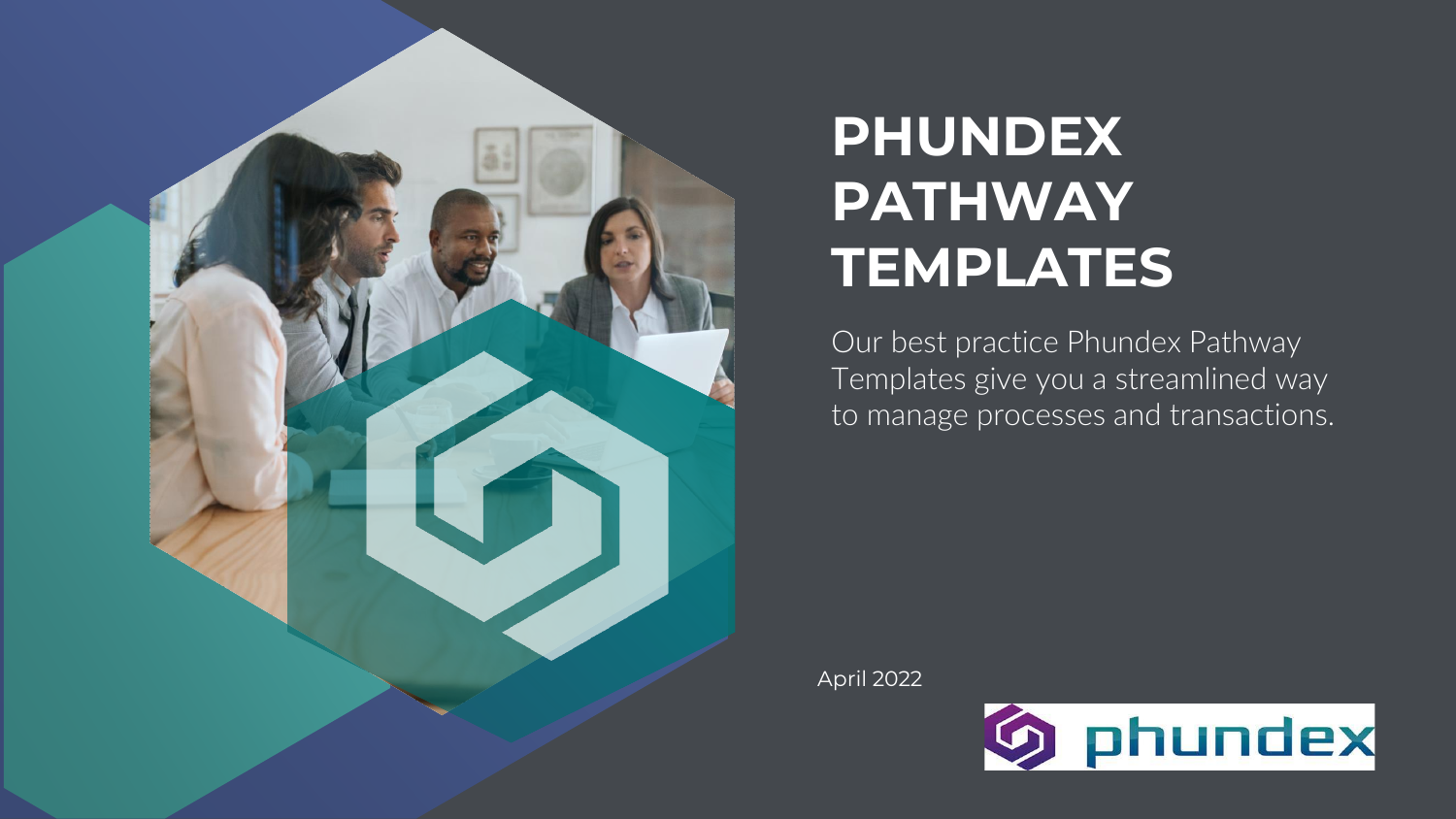# PHUNDEX PATHWAY TEMPLATES

Our best practice Phundex Pathway Templates give you a streamlined way to manage processes and transactions.

April 2022

phundex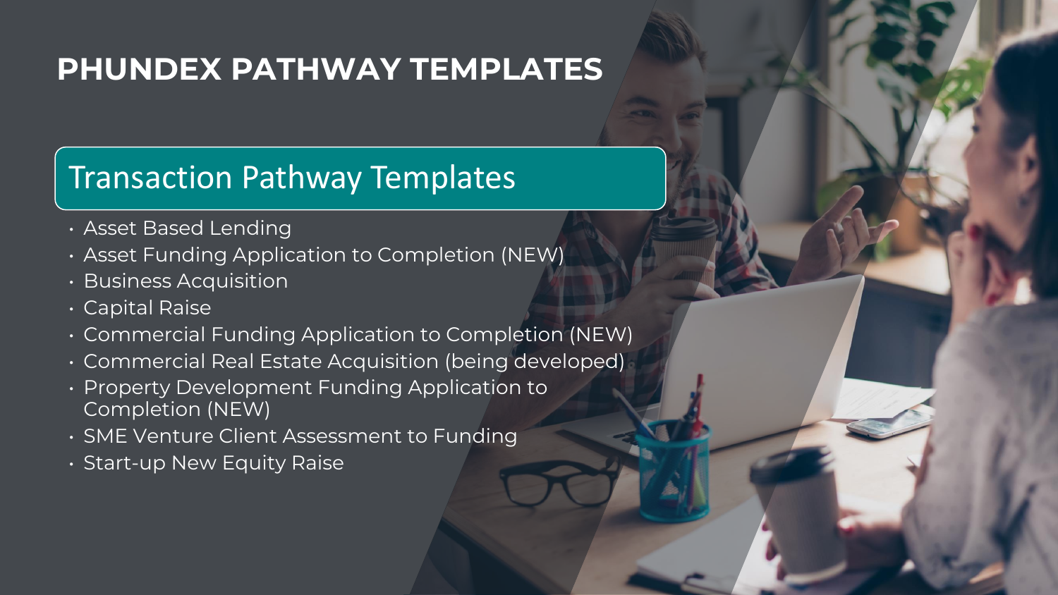# PHUNDEX PATHWAY TEMPLATES

## Transaction Pathway Templates

- Asset Based Lending
- Asset Funding Application to Completion (NEW)
- Business Acquisition
- Capital Raise
- Commercial Funding Application to Completion (NEW)
- Commercial Real Estate Acquisition (being developed)
- Property Development Funding Application to Completion (NEW)
- SME Venture Client Assessment to Funding
- Start-up New Equity Raise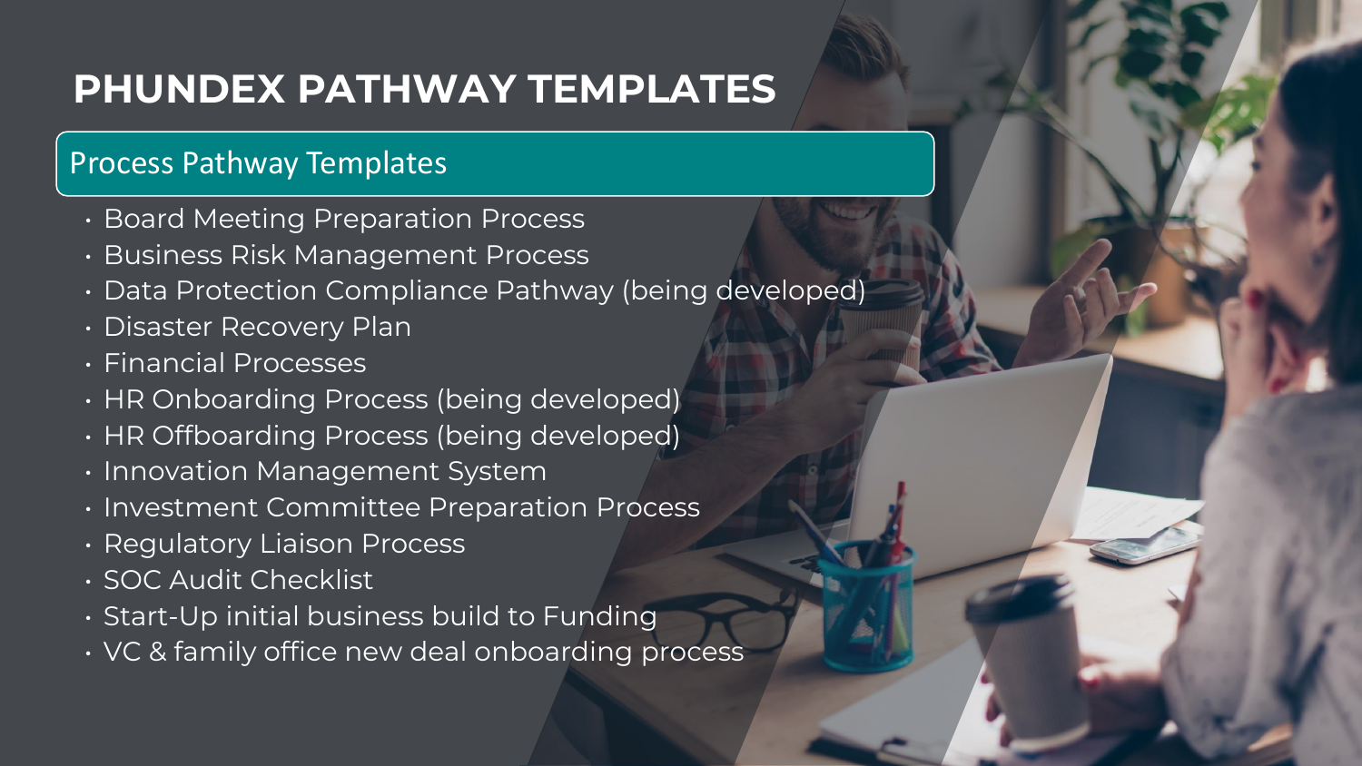# PHUNDEX PATHWAY TEMPLATES

## Process Pathway Templates

- Board Meeting Preparation Process
- Business Risk Management Process
- Data Protection Compliance Pathway (being developed)
- Disaster Recovery Plan
- Financial Processes
- HR Onboarding Process (being developed)
- HR Offboarding Process (being developed)
- Innovation Management System
- Investment Committee Preparation Process
- Regulatory Liaison Process
- SOC Audit Checklist
- Start-Up initial business build to Funding
- VC & family office new deal onboarding process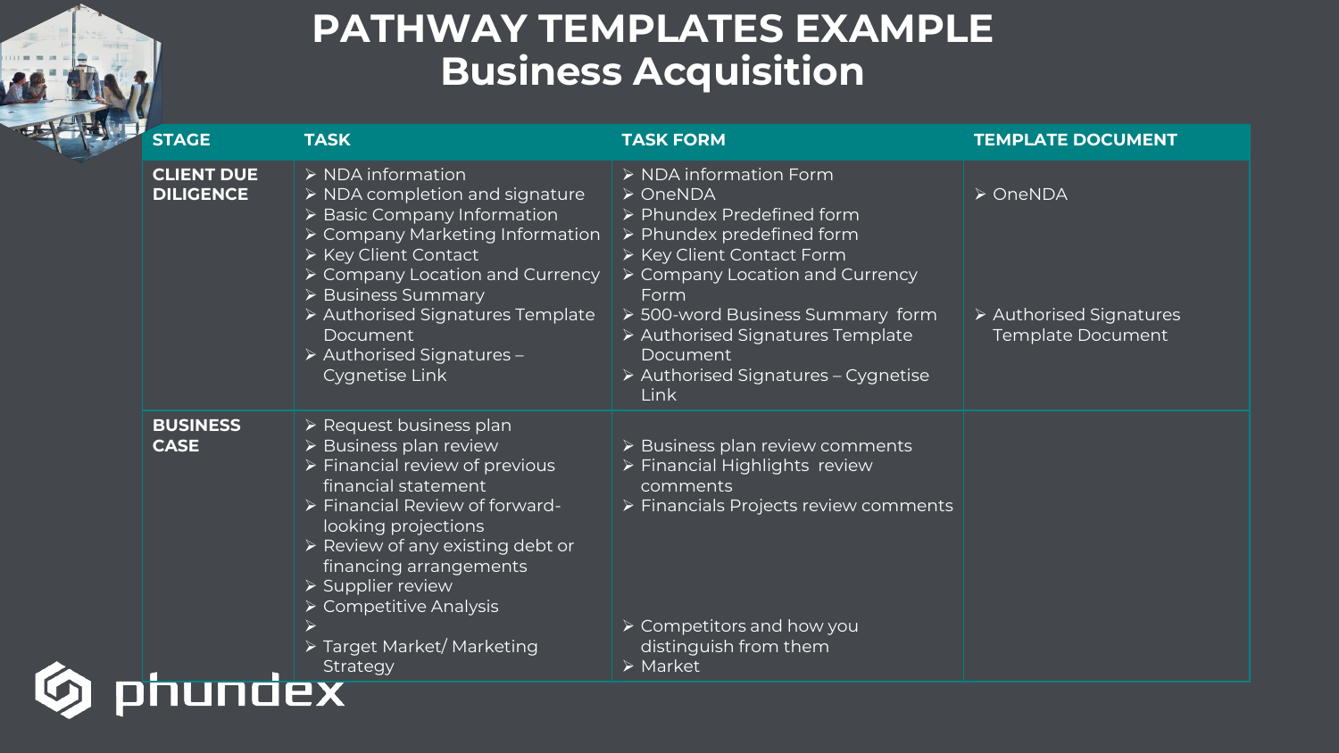# PATHWAY TEMPLATES EXAMPLE
## Business Acquisition

| STAGE | TASK | TASK FORM | TEMPLATE DOCUMENT |
|---|---|---|---|
| **CLIENT DUE DILIGENCE** | ➢ NDA information<br>➢ NDA completion and signature<br>➢ Basic Company Information<br>➢ Company Marketing Information<br>➢ Key Client Contact<br>➢ Company Location and Currency<br>➢ Business Summary<br>➢ Authorised Signatures Template Document<br>➢ Authorised Signatures – Cygnetise Link | ➢ NDA information Form<br>➢ OneNDA<br>➢ Phundex Predefined form<br>➢ Phundex predefined form<br>➢ Key Client Contact Form<br>➢ Company Location and Currency Form<br>➢ 500-word Business Summary form<br>➢ Authorised Signatures Template Document<br>➢ Authorised Signatures – Cygnetise Link | ➢ OneNDA<br><br>➢ Authorised Signatures Template Document |
| **BUSINESS CASE** | ➢ Request business plan<br>➢ Business plan review<br>➢ Financial review of previous financial statement<br>➢ Financial Review of forward-looking projections<br>➢ Review of any existing debt or financing arrangements<br>➢ Supplier review<br>➢ Competitive Analysis<br>➢<br>➢ Target Market/ Marketing Strategy | ➢ Business plan review comments<br>➢ Financial Highlights review comments<br>➢ Financials Projects review comments<br><br>➢ Competitors and how you distinguish from them<br>➢ Market | |

phundex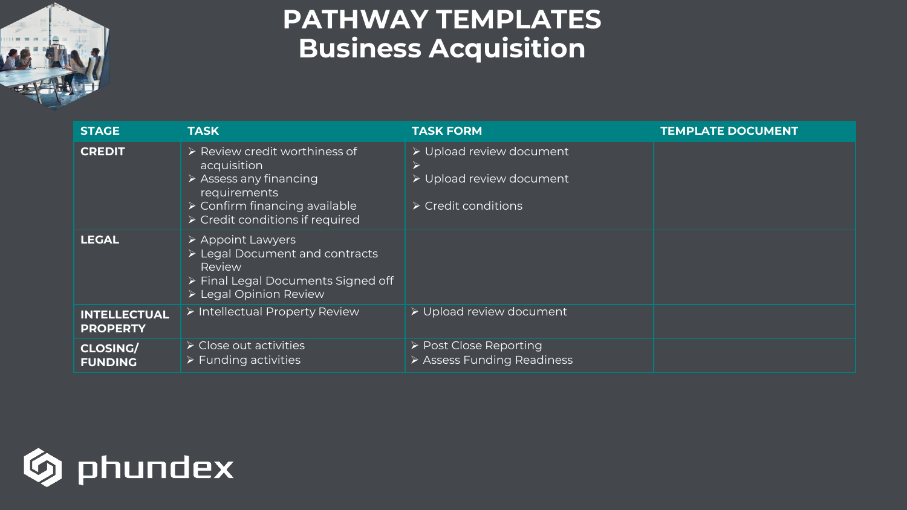# PATHWAY TEMPLATES
## Business Acquisition

| STAGE | TASK | TASK FORM | TEMPLATE DOCUMENT |
|---|---|---|---|
| **CREDIT** | ➢ Review credit worthiness of acquisition<br>➢ Assess any financing requirements<br>➢ Confirm financing available<br>➢ Credit conditions if required | ➢ Upload review document<br>➢<br>➢ Upload review document<br>➢ Credit conditions | |
| **LEGAL** | ➢ Appoint Lawyers<br>➢ Legal Document and contracts Review<br>➢ Final Legal Documents Signed off<br>➢ Legal Opinion Review | | |
| **INTELLECTUAL PROPERTY** | ➢ Intellectual Property Review | ➢ Upload review document | |
| **CLOSING/ FUNDING** | ➢ Close out activities<br>➢ Funding activities | ➢ Post Close Reporting<br>➢ Assess Funding Readiness | |

phundex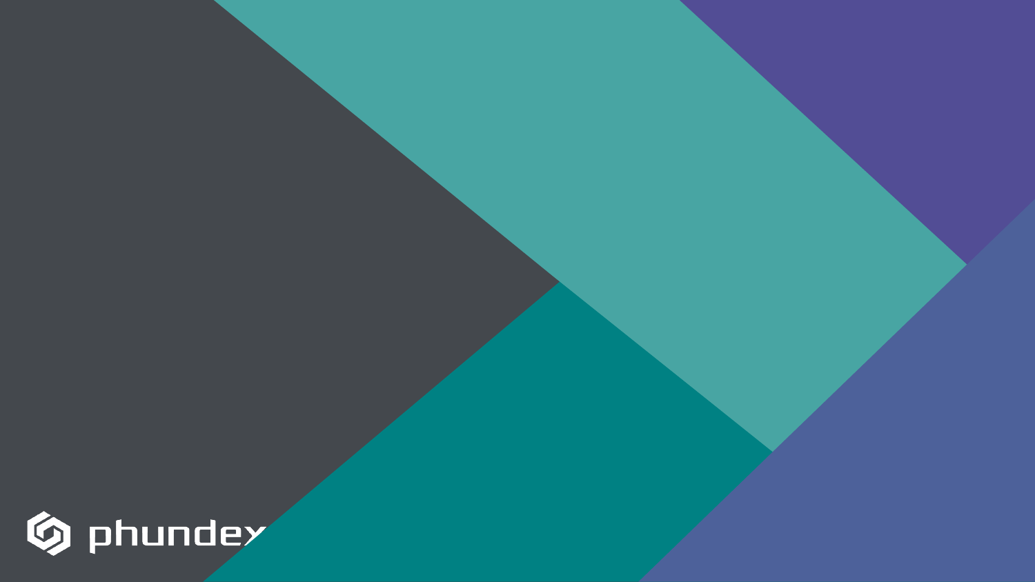phundex